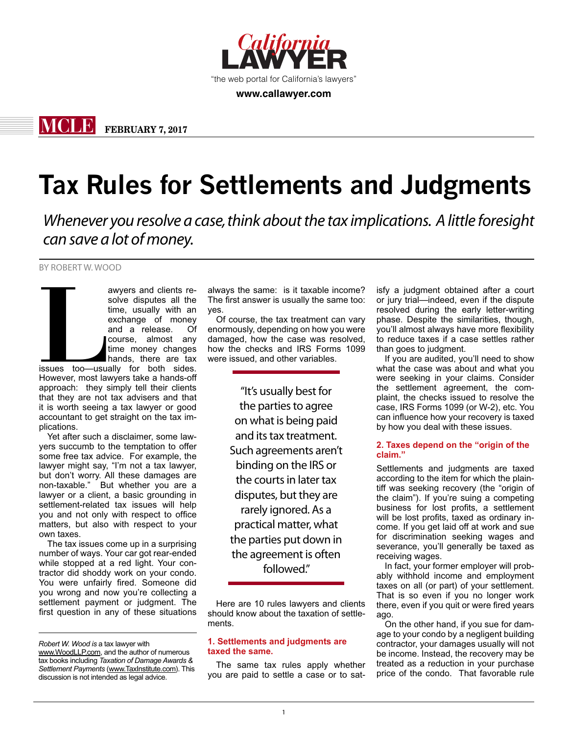California LAWYER

"the web portal for California's lawyers"

**www.callawyer.com**

**MCLE** **FEBRUARY 7, 2017**

# Tax Rules for Settlements and Judgments

*Whenever you resolve a case, think about the tax implications. A little foresight can save a lot of money.*

BY ROBERT W. WOOD

Lawyers and clients resolve disputes all the time, usually with an exchange of money and a release. Of course, almost any time money changes hands, there are tax issues too—usually for both sides. However, most lawyers take a hands-off approach: they simply tell their clients that they are not tax advisers and that it is worth seeing a tax lawyer or good accountant to get straight on the tax implications.

Yet after such a disclaimer, some lawyers succumb to the temptation to offer some free tax advice. For example, the lawyer might say, "I'm not a tax lawyer, but don't worry. All these damages are non-taxable." But whether you are a lawyer or a client, a basic grounding in settlement-related tax issues will help you and not only with respect to office matters, but also with respect to your own taxes.

The tax issues come up in a surprising number of ways. Your car got rear-ended while stopped at a red light. Your contractor did shoddy work on your condo. You were unfairly fired. Someone did you wrong and now you're collecting a settlement payment or judgment. The first question in any of these situations always the same: is it taxable income? The first answer is usually the same too: yes.

Of course, the tax treatment can vary enormously, depending on how you were damaged, how the case was resolved, how the checks and IRS Forms 1099 were issued, and other variables.

> "It's usually best for the parties to agree on what is being paid and its tax treatment. Such agreements aren't binding on the IRS or the courts in later tax disputes, but they are rarely ignored. As a practical matter, what the parties put down in the agreement is often followed."

Here are 10 rules lawyers and clients should know about the taxation of settlements.

### 1. Settlements and judgments are taxed the same.

The same tax rules apply whether you are paid to settle a case or to satisfy a judgment obtained after a court or jury trial—indeed, even if the dispute resolved during the early letter-writing phase. Despite the similarities, though, you'll almost always have more flexibility to reduce taxes if a case settles rather than goes to judgment.

If you are audited, you'll need to show what the case was about and what you were seeking in your claims. Consider the settlement agreement, the complaint, the checks issued to resolve the case, IRS Forms 1099 (or W-2), etc. You can influence how your recovery is taxed by how you deal with these issues.

### 2. Taxes depend on the "origin of the claim."

Settlements and judgments are taxed according to the item for which the plaintiff was seeking recovery (the "origin of the claim"). If you're suing a competing business for lost profits, a settlement will be lost profits, taxed as ordinary income. If you get laid off at work and sue for discrimination seeking wages and severance, you'll generally be taxed as receiving wages.

In fact, your former employer will probably withhold income and employment taxes on all (or part) of your settlement. That is so even if you no longer work there, even if you quit or were fired years ago.

On the other hand, if you sue for damage to your condo by a negligent building contractor, your damages usually will not be income. Instead, the recovery may be treated as a reduction in your purchase price of the condo. That favorable rule

---

*Robert W. Wood is a tax lawyer with www.WoodLLP.com, and the author of numerous tax books including Taxation of Damage Awards & Settlement Payments (www.TaxInstitute.com). This discussion is not intended as legal advice.*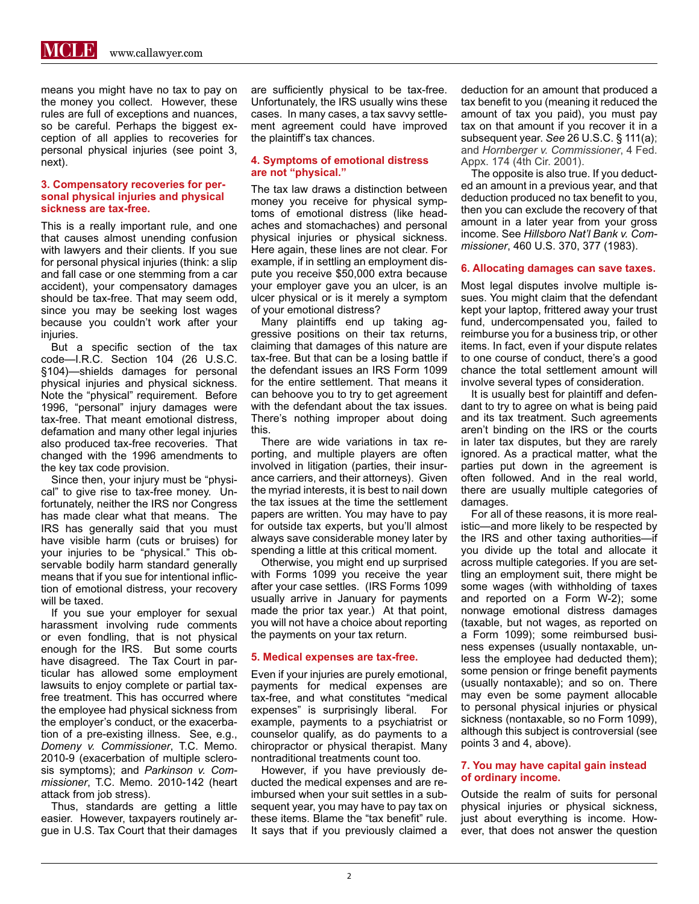means you might have no tax to pay on the money you collect. However, these rules are full of exceptions and nuances, so be careful. Perhaps the biggest exception of all applies to recoveries for personal physical injuries (see point 3, next).

### 3. Compensatory recoveries for personal physical injuries and physical sickness are tax-free.

This is a really important rule, and one that causes almost unending confusion with lawyers and their clients. If you sue for personal physical injuries (think: a slip and fall case or one stemming from a car accident), your compensatory damages should be tax-free. That may seem odd, since you may be seeking lost wages because you couldn't work after your injuries.

But a specific section of the tax code—I.R.C. Section 104 (26 U.S.C. §104)—shields damages for personal physical injuries and physical sickness. Note the "physical" requirement. Before 1996, "personal" injury damages were tax-free. That meant emotional distress, defamation and many other legal injuries also produced tax-free recoveries. That changed with the 1996 amendments to the key tax code provision.

Since then, your injury must be "physical" to give rise to tax-free money. Unfortunately, neither the IRS nor Congress has made clear what that means. The IRS has generally said that you must have visible harm (cuts or bruises) for your injuries to be "physical." This observable bodily harm standard generally means that if you sue for intentional infliction of emotional distress, your recovery will be taxed.

If you sue your employer for sexual harassment involving rude comments or even fondling, that is not physical enough for the IRS. But some courts have disagreed. The Tax Court in particular has allowed some employment lawsuits to enjoy complete or partial tax-free treatment. This has occurred where the employee had physical sickness from the employer's conduct, or the exacerbation of a pre-existing illness. See, e.g., *Domeny v. Commissioner*, T.C. Memo. 2010-9 (exacerbation of multiple sclerosis symptoms); and *Parkinson v. Commissioner*, T.C. Memo. 2010-142 (heart attack from job stress).

Thus, standards are getting a little easier. However, taxpayers routinely argue in U.S. Tax Court that their damages are sufficiently physical to be tax-free. Unfortunately, the IRS usually wins these cases. In many cases, a tax savvy settlement agreement could have improved the plaintiff's tax chances.

### 4. Symptoms of emotional distress are not "physical."

The tax law draws a distinction between money you receive for physical symptoms of emotional distress (like headaches and stomachaches) and personal physical injuries or physical sickness. Here again, these lines are not clear. For example, if in settling an employment dispute you receive $50,000 extra because your employer gave you an ulcer, is an ulcer physical or is it merely a symptom of your emotional distress?

Many plaintiffs end up taking aggressive positions on their tax returns, claiming that damages of this nature are tax-free. But that can be a losing battle if the defendant issues an IRS Form 1099 for the entire settlement. That means it can behoove you to try to get agreement with the defendant about the tax issues. There's nothing improper about doing this.

There are wide variations in tax reporting, and multiple players are often involved in litigation (parties, their insurance carriers, and their attorneys). Given the myriad interests, it is best to nail down the tax issues at the time the settlement papers are written. You may have to pay for outside tax experts, but you'll almost always save considerable money later by spending a little at this critical moment.

Otherwise, you might end up surprised with Forms 1099 you receive the year after your case settles. (IRS Forms 1099 usually arrive in January for payments made the prior tax year.) At that point, you will not have a choice about reporting the payments on your tax return.

### 5. Medical expenses are tax-free.

Even if your injuries are purely emotional, payments for medical expenses are tax-free, and what constitutes "medical expenses" is surprisingly liberal. For example, payments to a psychiatrist or counselor qualify, as do payments to a chiropractor or physical therapist. Many nontraditional treatments count too.

However, if you have previously deducted the medical expenses and are reimbursed when your suit settles in a subsequent year, you may have to pay tax on these items. Blame the "tax benefit" rule. It says that if you previously claimed a deduction for an amount that produced a tax benefit to you (meaning it reduced the amount of tax you paid), you must pay tax on that amount if you recover it in a subsequent year. *See* 26 U.S.C. § 111(a); and *Hornberger v. Commissioner*, 4 Fed. Appx. 174 (4th Cir. 2001).

The opposite is also true. If you deducted an amount in a previous year, and that deduction produced no tax benefit to you, then you can exclude the recovery of that amount in a later year from your gross income. See *Hillsboro Nat'l Bank v. Commissioner*, 460 U.S. 370, 377 (1983).

### 6. Allocating damages can save taxes.

Most legal disputes involve multiple issues. You might claim that the defendant kept your laptop, frittered away your trust fund, undercompensated you, failed to reimburse you for a business trip, or other items. In fact, even if your dispute relates to one course of conduct, there's a good chance the total settlement amount will involve several types of consideration.

It is usually best for plaintiff and defendant to try to agree on what is being paid and its tax treatment. Such agreements aren't binding on the IRS or the courts in later tax disputes, but they are rarely ignored. As a practical matter, what the parties put down in the agreement is often followed. And in the real world, there are usually multiple categories of damages.

For all of these reasons, it is more realistic—and more likely to be respected by the IRS and other taxing authorities—if you divide up the total and allocate it across multiple categories. If you are settling an employment suit, there might be some wages (with withholding of taxes and reported on a Form W-2); some nonwage emotional distress damages (taxable, but not wages, as reported on a Form 1099); some reimbursed business expenses (usually nontaxable, unless the employee had deducted them); some pension or fringe benefit payments (usually nontaxable); and so on. There may even be some payment allocable to personal physical injuries or physical sickness (nontaxable, so no Form 1099), although this subject is controversial (see points 3 and 4, above).

### 7. You may have capital gain instead of ordinary income.

Outside the realm of suits for personal physical injuries or physical sickness, just about everything is income. However, that does not answer the question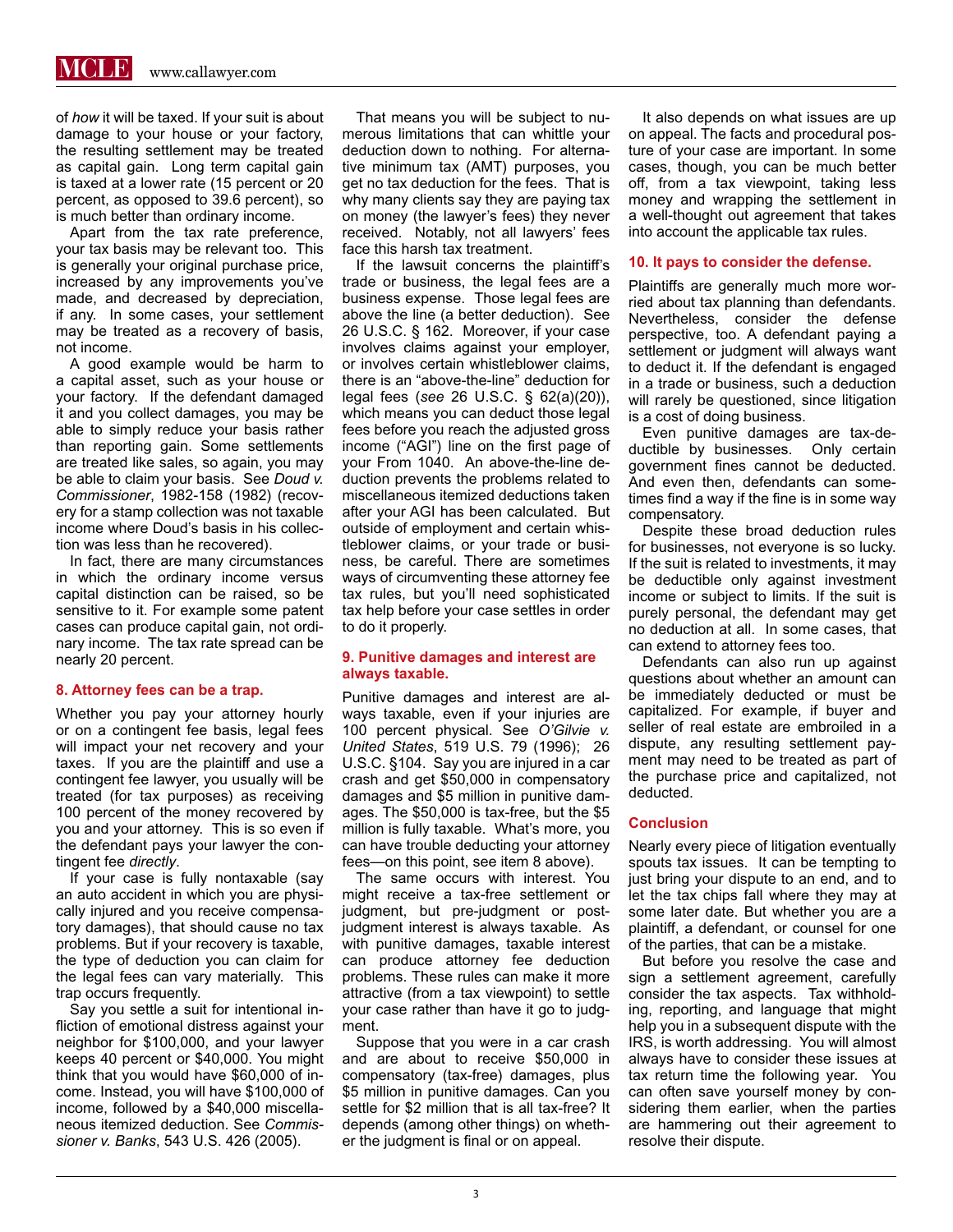of *how* it will be taxed. If your suit is about damage to your house or your factory, the resulting settlement may be treated as capital gain. Long term capital gain is taxed at a lower rate (15 percent or 20 percent, as opposed to 39.6 percent), so is much better than ordinary income.

Apart from the tax rate preference, your tax basis may be relevant too. This is generally your original purchase price, increased by any improvements you've made, and decreased by depreciation, if any. In some cases, your settlement may be treated as a recovery of basis, not income.

A good example would be harm to a capital asset, such as your house or your factory. If the defendant damaged it and you collect damages, you may be able to simply reduce your basis rather than reporting gain. Some settlements are treated like sales, so again, you may be able to claim your basis. See *Doud v. Commissioner*, 1982-158 (1982) (recovery for a stamp collection was not taxable income where Doud's basis in his collection was less than he recovered).

In fact, there are many circumstances in which the ordinary income versus capital distinction can be raised, so be sensitive to it. For example some patent cases can produce capital gain, not ordinary income. The tax rate spread can be nearly 20 percent.

### 8. Attorney fees can be a trap.

Whether you pay your attorney hourly or on a contingent fee basis, legal fees will impact your net recovery and your taxes. If you are the plaintiff and use a contingent fee lawyer, you usually will be treated (for tax purposes) as receiving 100 percent of the money recovered by you and your attorney. This is so even if the defendant pays your lawyer the contingent fee *directly*.

If your case is fully nontaxable (say an auto accident in which you are physically injured and you receive compensatory damages), that should cause no tax problems. But if your recovery is taxable, the type of deduction you can claim for the legal fees can vary materially. This trap occurs frequently.

Say you settle a suit for intentional infliction of emotional distress against your neighbor for $100,000, and your lawyer keeps 40 percent or $40,000. You might think that you would have $60,000 of income. Instead, you will have $100,000 of income, followed by a $40,000 miscellaneous itemized deduction. See *Commissioner v. Banks*, 543 U.S. 426 (2005).

That means you will be subject to numerous limitations that can whittle your deduction down to nothing. For alternative minimum tax (AMT) purposes, you get no tax deduction for the fees. That is why many clients say they are paying tax on money (the lawyer's fees) they never received. Notably, not all lawyers' fees face this harsh tax treatment.

If the lawsuit concerns the plaintiff's trade or business, the legal fees are a business expense. Those legal fees are above the line (a better deduction). See 26 U.S.C. § 162. Moreover, if your case involves claims against your employer, or involves certain whistleblower claims, there is an "above-the-line" deduction for legal fees (*see* 26 U.S.C. § 62(a)(20)), which means you can deduct those legal fees before you reach the adjusted gross income ("AGI") line on the first page of your From 1040. An above-the-line deduction prevents the problems related to miscellaneous itemized deductions taken after your AGI has been calculated. But outside of employment and certain whistleblower claims, or your trade or business, be careful. There are sometimes ways of circumventing these attorney fee tax rules, but you'll need sophisticated tax help before your case settles in order to do it properly.

### 9. Punitive damages and interest are always taxable.

Punitive damages and interest are always taxable, even if your injuries are 100 percent physical. See *O'Gilvie v. United States*, 519 U.S. 79 (1996); 26 U.S.C. §104. Say you are injured in a car crash and get $50,000 in compensatory damages and $5 million in punitive damages. The $50,000 is tax-free, but the $5 million is fully taxable. What's more, you can have trouble deducting your attorney fees—on this point, see item 8 above).

The same occurs with interest. You might receive a tax-free settlement or judgment, but pre-judgment or post-judgment interest is always taxable. As with punitive damages, taxable interest can produce attorney fee deduction problems. These rules can make it more attractive (from a tax viewpoint) to settle your case rather than have it go to judgment.

Suppose that you were in a car crash and are about to receive $50,000 in compensatory (tax-free) damages, plus $5 million in punitive damages. Can you settle for $2 million that is all tax-free? It depends (among other things) on whether the judgment is final or on appeal.

It also depends on what issues are up on appeal. The facts and procedural posture of your case are important. In some cases, though, you can be much better off, from a tax viewpoint, taking less money and wrapping the settlement in a well-thought out agreement that takes into account the applicable tax rules.

### 10. It pays to consider the defense.

Plaintiffs are generally much more worried about tax planning than defendants. Nevertheless, consider the defense perspective, too. A defendant paying a settlement or judgment will always want to deduct it. If the defendant is engaged in a trade or business, such a deduction will rarely be questioned, since litigation is a cost of doing business.

Even punitive damages are tax-deductible by businesses. Only certain government fines cannot be deducted. And even then, defendants can sometimes find a way if the fine is in some way compensatory.

Despite these broad deduction rules for businesses, not everyone is so lucky. If the suit is related to investments, it may be deductible only against investment income or subject to limits. If the suit is purely personal, the defendant may get no deduction at all. In some cases, that can extend to attorney fees too.

Defendants can also run up against questions about whether an amount can be immediately deducted or must be capitalized. For example, if buyer and seller of real estate are embroiled in a dispute, any resulting settlement payment may need to be treated as part of the purchase price and capitalized, not deducted.

### Conclusion

Nearly every piece of litigation eventually spouts tax issues. It can be tempting to just bring your dispute to an end, and to let the tax chips fall where they may at some later date. But whether you are a plaintiff, a defendant, or counsel for one of the parties, that can be a mistake.

But before you resolve the case and sign a settlement agreement, carefully consider the tax aspects. Tax withholding, reporting, and language that might help you in a subsequent dispute with the IRS, is worth addressing. You will almost always have to consider these issues at tax return time the following year. You can often save yourself money by considering them earlier, when the parties are hammering out their agreement to resolve their dispute.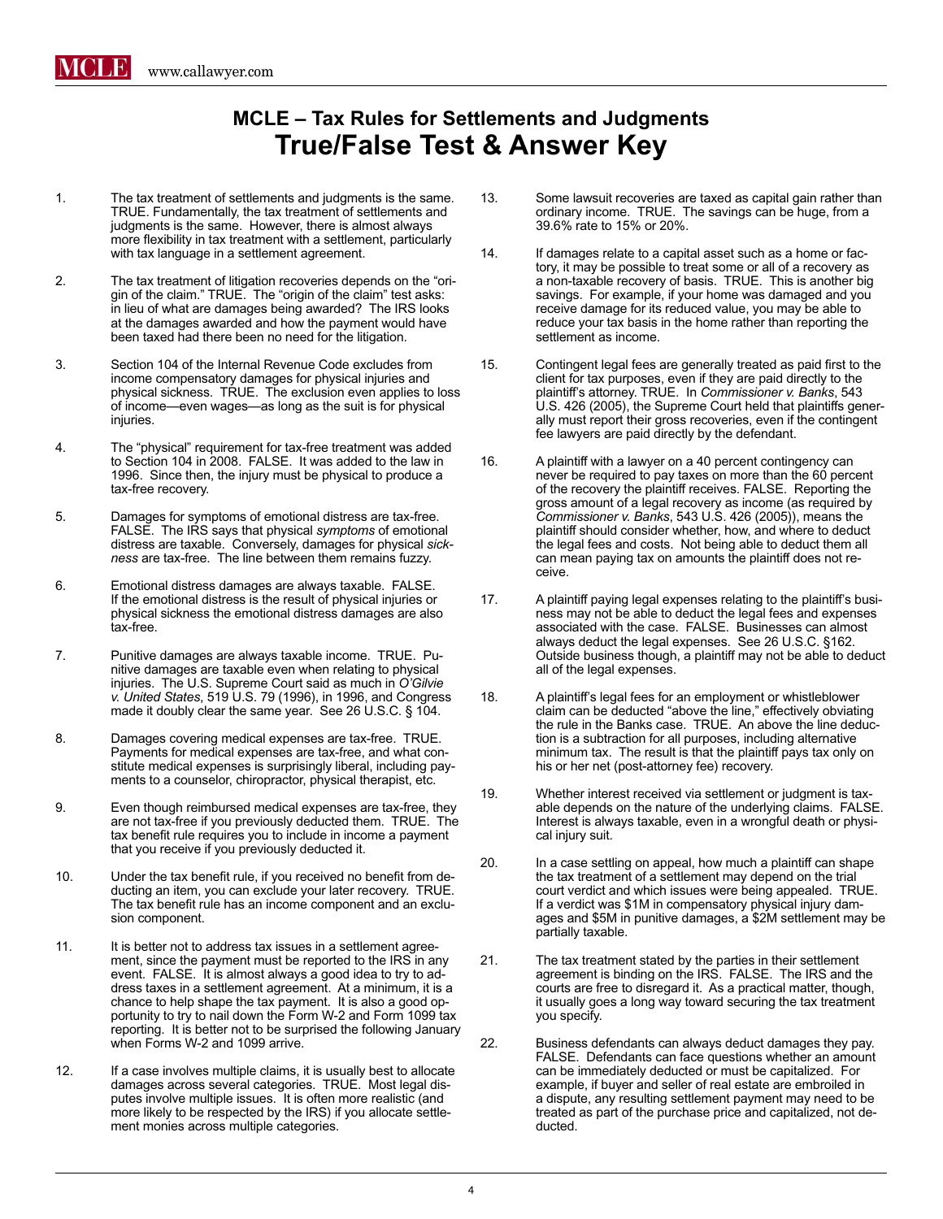## MCLE – Tax Rules for Settlements and Judgments

# True/False Test & Answer Key

1. The tax treatment of settlements and judgments is the same. TRUE. Fundamentally, the tax treatment of settlements and judgments is the same. However, there is almost always more flexibility in tax treatment with a settlement, particularly with tax language in a settlement agreement.

2. The tax treatment of litigation recoveries depends on the "origin of the claim." TRUE. The "origin of the claim" test asks: in lieu of what are damages being awarded? The IRS looks at the damages awarded and how the payment would have been taxed had there been no need for the litigation.

3. Section 104 of the Internal Revenue Code excludes from income compensatory damages for physical injuries and physical sickness. TRUE. The exclusion even applies to loss of income—even wages—as long as the suit is for physical injuries.

4. The "physical" requirement for tax-free treatment was added to Section 104 in 2008. FALSE. It was added to the law in 1996. Since then, the injury must be physical to produce a tax-free recovery.

5. Damages for symptoms of emotional distress are tax-free. FALSE. The IRS says that physical *symptoms* of emotional distress are taxable. Conversely, damages for physical *sickness* are tax-free. The line between them remains fuzzy.

6. Emotional distress damages are always taxable. FALSE. If the emotional distress is the result of physical injuries or physical sickness the emotional distress damages are also tax-free.

7. Punitive damages are always taxable income. TRUE. Punitive damages are taxable even when relating to physical injuries. The U.S. Supreme Court said as much in *O'Gilvie v. United States*, 519 U.S. 79 (1996), in 1996, and Congress made it doubly clear the same year. See 26 U.S.C. § 104.

8. Damages covering medical expenses are tax-free. TRUE. Payments for medical expenses are tax-free, and what constitute medical expenses is surprisingly liberal, including payments to a counselor, chiropractor, physical therapist, etc.

9. Even though reimbursed medical expenses are tax-free, they are not tax-free if you previously deducted them. TRUE. The tax benefit rule requires you to include in income a payment that you receive if you previously deducted it.

10. Under the tax benefit rule, if you received no benefit from deducting an item, you can exclude your later recovery. TRUE. The tax benefit rule has an income component and an exclusion component.

11. It is better not to address tax issues in a settlement agreement, since the payment must be reported to the IRS in any event. FALSE. It is almost always a good idea to try to address taxes in a settlement agreement. At a minimum, it is a chance to help shape the tax payment. It is also a good opportunity to try to nail down the Form W-2 and Form 1099 tax reporting. It is better not to be surprised the following January when Forms W-2 and 1099 arrive.

12. If a case involves multiple claims, it is usually best to allocate damages across several categories. TRUE. Most legal disputes involve multiple issues. It is often more realistic (and more likely to be respected by the IRS) if you allocate settlement monies across multiple categories.

13. Some lawsuit recoveries are taxed as capital gain rather than ordinary income. TRUE. The savings can be huge, from a 39.6% rate to 15% or 20%.

14. If damages relate to a capital asset such as a home or factory, it may be possible to treat some or all of a recovery as a non-taxable recovery of basis. TRUE. This is another big savings. For example, if your home was damaged and you receive damage for its reduced value, you may be able to reduce your tax basis in the home rather than reporting the settlement as income.

15. Contingent legal fees are generally treated as paid first to the client for tax purposes, even if they are paid directly to the plaintiff's attorney. TRUE. In *Commissioner v. Banks*, 543 U.S. 426 (2005), the Supreme Court held that plaintiffs generally must report their gross recoveries, even if the contingent fee lawyers are paid directly by the defendant.

16. A plaintiff with a lawyer on a 40 percent contingency can never be required to pay taxes on more than the 60 percent of the recovery the plaintiff receives. FALSE. Reporting the gross amount of a legal recovery as income (as required by *Commissioner v. Banks*, 543 U.S. 426 (2005)), means the plaintiff should consider whether, how, and where to deduct the legal fees and costs. Not being able to deduct them all can mean paying tax on amounts the plaintiff does not receive.

17. A plaintiff paying legal expenses relating to the plaintiff's business may not be able to deduct the legal fees and expenses associated with the case. FALSE. Businesses can almost always deduct the legal expenses. See 26 U.S.C. §162. Outside business though, a plaintiff may not be able to deduct all of the legal expenses.

18. A plaintiff's legal fees for an employment or whistleblower claim can be deducted "above the line," effectively obviating the rule in the Banks case. TRUE. An above the line deduction is a subtraction for all purposes, including alternative minimum tax. The result is that the plaintiff pays tax only on his or her net (post-attorney fee) recovery.

19. Whether interest received via settlement or judgment is taxable depends on the nature of the underlying claims. FALSE. Interest is always taxable, even in a wrongful death or physical injury suit.

20. In a case settling on appeal, how much a plaintiff can shape the tax treatment of a settlement may depend on the trial court verdict and which issues were being appealed. TRUE. If a verdict was $1M in compensatory physical injury damages and $5M in punitive damages, a $2M settlement may be partially taxable.

21. The tax treatment stated by the parties in their settlement agreement is binding on the IRS. FALSE. The IRS and the courts are free to disregard it. As a practical matter, though, it usually goes a long way toward securing the tax treatment you specify.

22. Business defendants can always deduct damages they pay. FALSE. Defendants can face questions whether an amount can be immediately deducted or must be capitalized. For example, if buyer and seller of real estate are embroiled in a dispute, any resulting settlement payment may need to be treated as part of the purchase price and capitalized, not deducted.